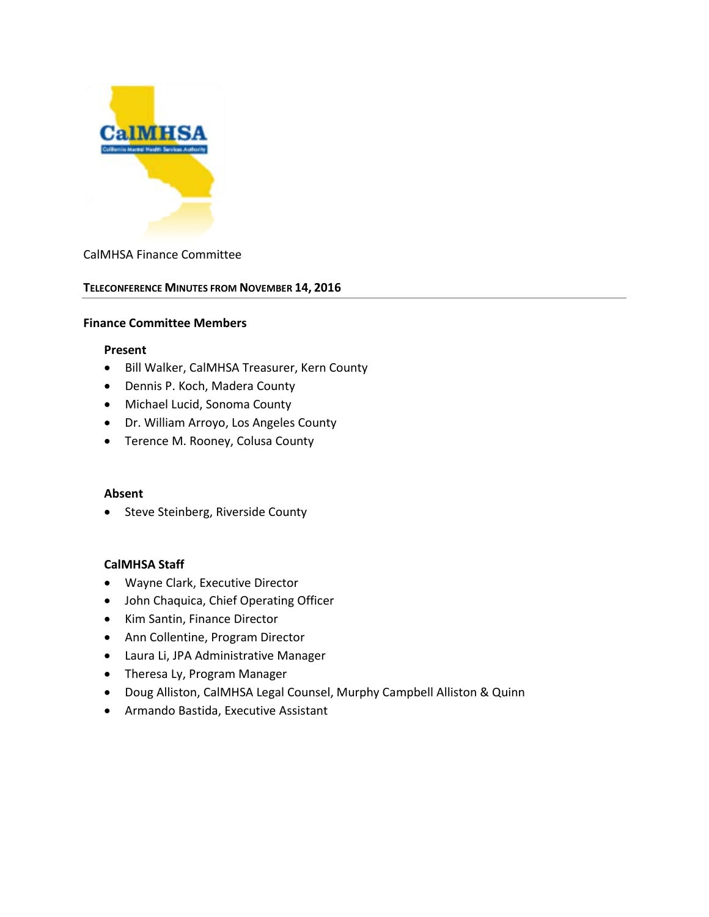CalMHSA Finance Committee

## TELECONFERENCE MINUTES FROM NOVEMBER 14, 2016

### Finance Committee Members

**Present**

- Bill Walker, CalMHSA Treasurer, Kern County
- Dennis P. Koch, Madera County
- Michael Lucid, Sonoma County
- Dr. William Arroyo, Los Angeles County
- Terence M. Rooney, Colusa County

**Absent**

- Steve Steinberg, Riverside County

**CalMHSA Staff**

- Wayne Clark, Executive Director
- John Chaquica, Chief Operating Officer
- Kim Santin, Finance Director
- Ann Collentine, Program Director
- Laura Li, JPA Administrative Manager
- Theresa Ly, Program Manager
- Doug Alliston, CalMHSA Legal Counsel, Murphy Campbell Alliston & Quinn
- Armando Bastida, Executive Assistant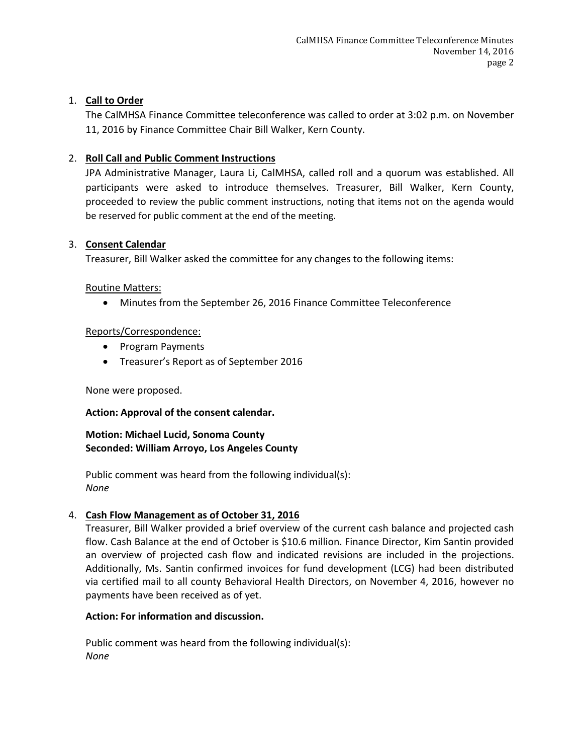1. **Call to Order**

   The CalMHSA Finance Committee teleconference was called to order at 3:02 p.m. on November 11, 2016 by Finance Committee Chair Bill Walker, Kern County.

2. **Roll Call and Public Comment Instructions**

   JPA Administrative Manager, Laura Li, CalMHSA, called roll and a quorum was established. All participants were asked to introduce themselves. Treasurer, Bill Walker, Kern County, proceeded to review the public comment instructions, noting that items not on the agenda would be reserved for public comment at the end of the meeting.

3. **Consent Calendar**

   Treasurer, Bill Walker asked the committee for any changes to the following items:

   Routine Matters:

   - Minutes from the September 26, 2016 Finance Committee Teleconference

   Reports/Correspondence:

   - Program Payments
   - Treasurer's Report as of September 2016

   None were proposed.

   **Action: Approval of the consent calendar.**

   **Motion: Michael Lucid, Sonoma County**
   **Seconded: William Arroyo, Los Angeles County**

   Public comment was heard from the following individual(s):
   *None*

4. **Cash Flow Management as of October 31, 2016**

   Treasurer, Bill Walker provided a brief overview of the current cash balance and projected cash flow. Cash Balance at the end of October is $10.6 million. Finance Director, Kim Santin provided an overview of projected cash flow and indicated revisions are included in the projections. Additionally, Ms. Santin confirmed invoices for fund development (LCG) had been distributed via certified mail to all county Behavioral Health Directors, on November 4, 2016, however no payments have been received as of yet.

   **Action: For information and discussion.**

   Public comment was heard from the following individual(s):
   *None*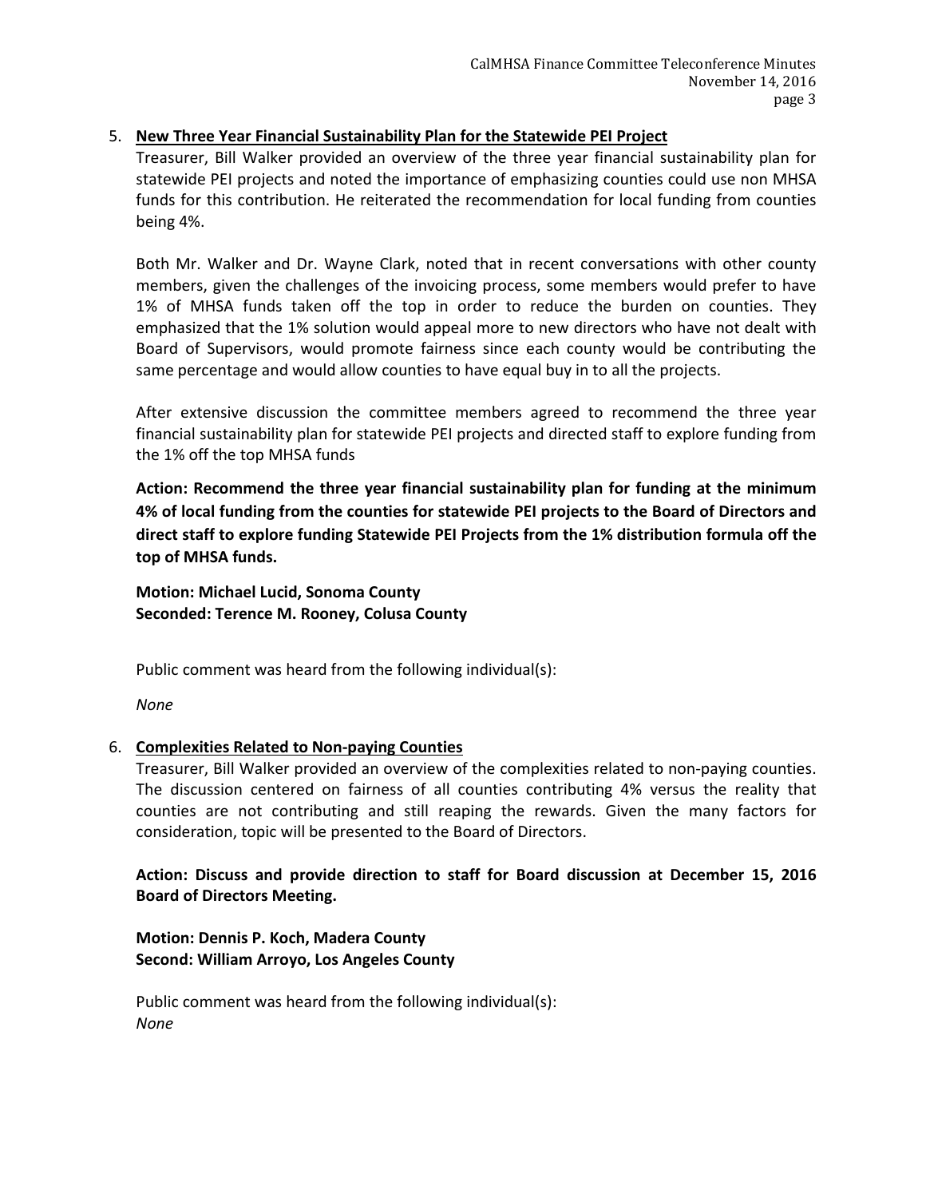5. **New Three Year Financial Sustainability Plan for the Statewide PEI Project**

   Treasurer, Bill Walker provided an overview of the three year financial sustainability plan for statewide PEI projects and noted the importance of emphasizing counties could use non MHSA funds for this contribution. He reiterated the recommendation for local funding from counties being 4%.

   Both Mr. Walker and Dr. Wayne Clark, noted that in recent conversations with other county members, given the challenges of the invoicing process, some members would prefer to have 1% of MHSA funds taken off the top in order to reduce the burden on counties. They emphasized that the 1% solution would appeal more to new directors who have not dealt with Board of Supervisors, would promote fairness since each county would be contributing the same percentage and would allow counties to have equal buy in to all the projects.

   After extensive discussion the committee members agreed to recommend the three year financial sustainability plan for statewide PEI projects and directed staff to explore funding from the 1% off the top MHSA funds

   **Action: Recommend the three year financial sustainability plan for funding at the minimum 4% of local funding from the counties for statewide PEI projects to the Board of Directors and direct staff to explore funding Statewide PEI Projects from the 1% distribution formula off the top of MHSA funds.**

   **Motion: Michael Lucid, Sonoma County**
   **Seconded: Terence M. Rooney, Colusa County**

   Public comment was heard from the following individual(s):

   *None*

6. **Complexities Related to Non-paying Counties**

   Treasurer, Bill Walker provided an overview of the complexities related to non-paying counties. The discussion centered on fairness of all counties contributing 4% versus the reality that counties are not contributing and still reaping the rewards. Given the many factors for consideration, topic will be presented to the Board of Directors.

   **Action: Discuss and provide direction to staff for Board discussion at December 15, 2016 Board of Directors Meeting.**

   **Motion: Dennis P. Koch, Madera County**
   **Second: William Arroyo, Los Angeles County**

   Public comment was heard from the following individual(s):
   *None*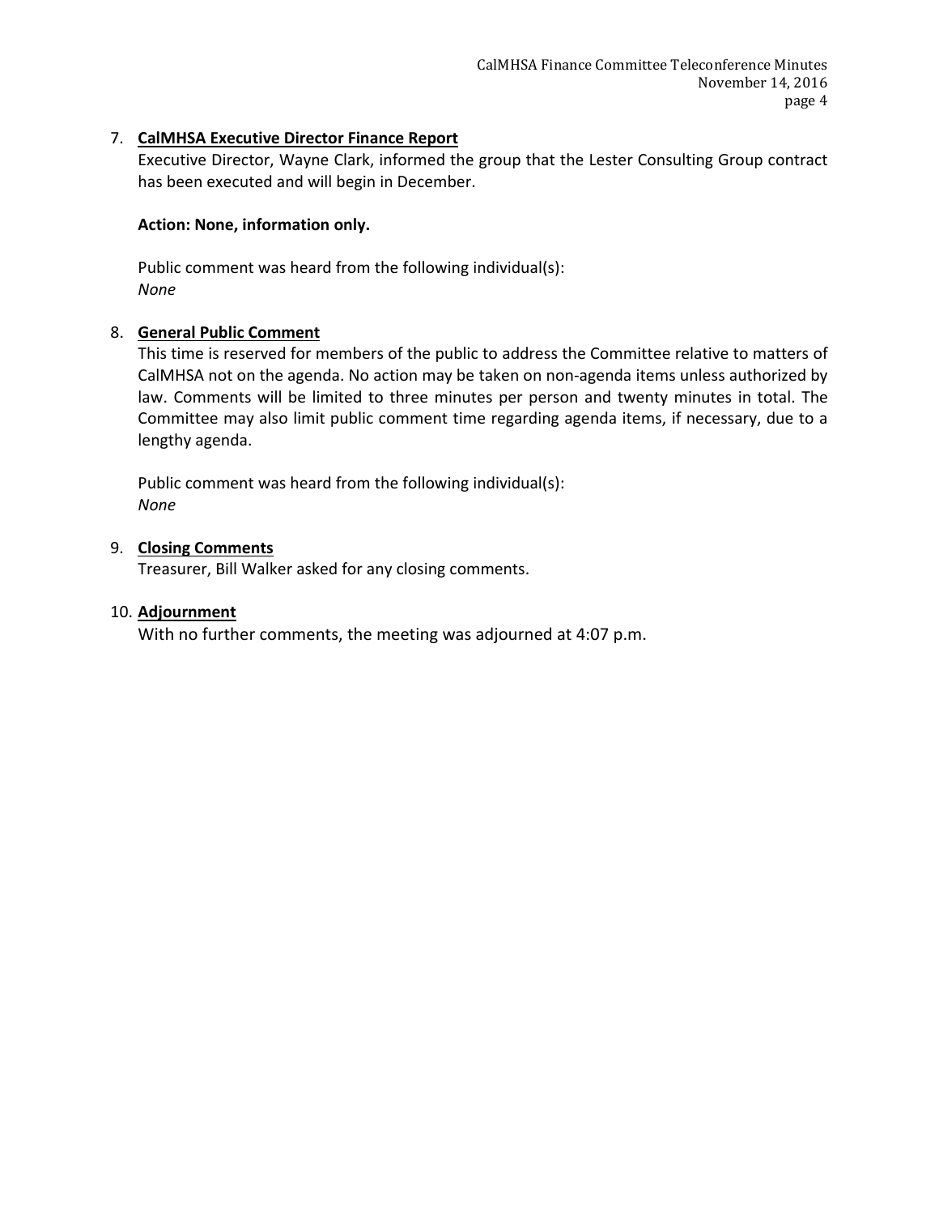7. **CalMHSA Executive Director Finance Report**

   Executive Director, Wayne Clark, informed the group that the Lester Consulting Group contract has been executed and will begin in December.

   **Action: None, information only.**

   Public comment was heard from the following individual(s):
   *None*

8. **General Public Comment**

   This time is reserved for members of the public to address the Committee relative to matters of CalMHSA not on the agenda. No action may be taken on non-agenda items unless authorized by law. Comments will be limited to three minutes per person and twenty minutes in total. The Committee may also limit public comment time regarding agenda items, if necessary, due to a lengthy agenda.

   Public comment was heard from the following individual(s):
   *None*

9. **Closing Comments**

   Treasurer, Bill Walker asked for any closing comments.

10. **Adjournment**

    With no further comments, the meeting was adjourned at 4:07 p.m.